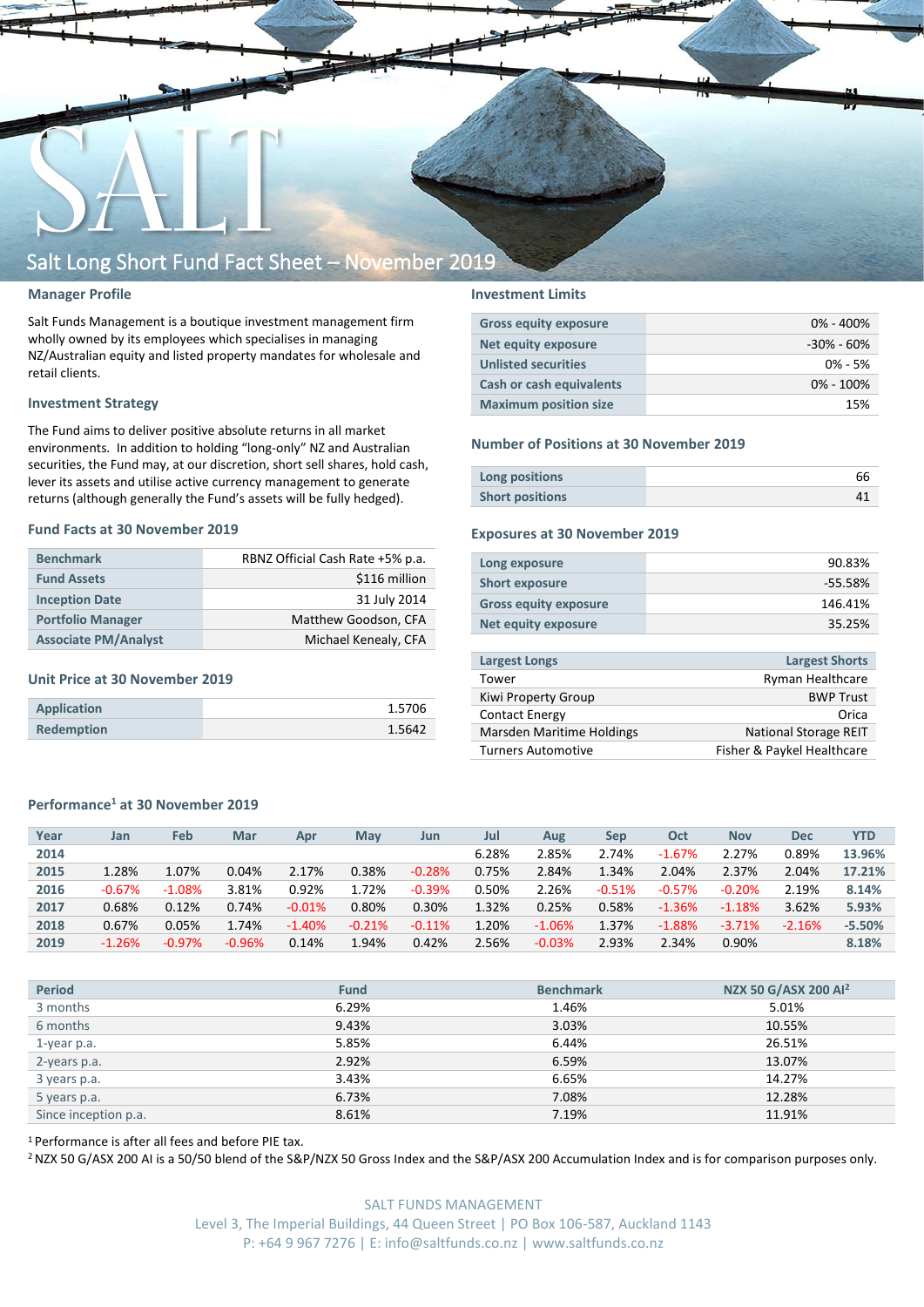# Salt Long Short Fund Fact Sheet – November 2019

## Manager Profile

Salt Funds Management is a boutique investment management firm wholly owned by its employees which specialises in managing NZ/Australian equity and listed property mandates for wholesale and retail clients.

## Investment Strategy

The Fund aims to deliver positive absolute returns in all market environments. In addition to holding "long-only" NZ and Australian securities, the Fund may, at our discretion, short sell shares, hold cash, lever its assets and utilise active currency management to generate returns (although generally the Fund's assets will be fully hedged).

## Fund Facts at 30 November 2019

| | |
|---|---|
| Benchmark | RBNZ Official Cash Rate +5% p.a. |
| Fund Assets | $116 million |
| Inception Date | 31 July 2014 |
| Portfolio Manager | Matthew Goodson, CFA |
| Associate PM/Analyst | Michael Kenealy, CFA |

## Unit Price at 30 November 2019

| | |
|---|---|
| Application | 1.5706 |
| Redemption | 1.5642 |

## Investment Limits

| | |
|---|---|
| Gross equity exposure | 0% - 400% |
| Net equity exposure | -30% - 60% |
| Unlisted securities | 0% - 5% |
| Cash or cash equivalents | 0% - 100% |
| Maximum position size | 15% |

## Number of Positions at 30 November 2019

| | |
|---|---|
| Long positions | 66 |
| Short positions | 41 |

## Exposures at 30 November 2019

| | |
|---|---|
| Long exposure | 90.83% |
| Short exposure | -55.58% |
| Gross equity exposure | 146.41% |
| Net equity exposure | 35.25% |

| Largest Longs | Largest Shorts |
|---|---|
| Tower | Ryman Healthcare |
| Kiwi Property Group | BWP Trust |
| Contact Energy | Orica |
| Marsden Maritime Holdings | National Storage REIT |
| Turners Automotive | Fisher & Paykel Healthcare |

## Performance[1] at 30 November 2019

| Year | Jan | Feb | Mar | Apr | May | Jun | Jul | Aug | Sep | Oct | Nov | Dec | YTD |
|---|---|---|---|---|---|---|---|---|---|---|---|---|---|
| 2014 | | | | | | | 6.28% | 2.85% | 2.74% | -1.67% | 2.27% | 0.89% | 13.96% |
| 2015 | 1.28% | 1.07% | 0.04% | 2.17% | 0.38% | -0.28% | 0.75% | 2.84% | 1.34% | 2.04% | 2.37% | 2.04% | 17.21% |
| 2016 | -0.67% | -1.08% | 3.81% | 0.92% | 1.72% | -0.39% | 0.50% | 2.26% | -0.51% | -0.57% | -0.20% | 2.19% | 8.14% |
| 2017 | 0.68% | 0.12% | 0.74% | -0.01% | 0.80% | 0.30% | 1.32% | 0.25% | 0.58% | -1.36% | -1.18% | 3.62% | 5.93% |
| 2018 | 0.67% | 0.05% | 1.74% | -1.40% | -0.21% | -0.11% | 1.20% | -1.06% | 1.37% | -1.88% | -3.71% | -2.16% | -5.50% |
| 2019 | -1.26% | -0.97% | -0.96% | 0.14% | 1.94% | 0.42% | 2.56% | -0.03% | 2.93% | 2.34% | 0.90% | | 8.18% |

| Period | Fund | Benchmark | NZX 50 G/ASX 200 AI[2] |
|---|---|---|---|
| 3 months | 6.29% | 1.46% | 5.01% |
| 6 months | 9.43% | 3.03% | 10.55% |
| 1-year p.a. | 5.85% | 6.44% | 26.51% |
| 2-years p.a. | 2.92% | 6.59% | 13.07% |
| 3 years p.a. | 3.43% | 6.65% | 14.27% |
| 5 years p.a. | 6.73% | 7.08% | 12.28% |
| Since inception p.a. | 8.61% | 7.19% | 11.91% |

[1] Performance is after all fees and before PIE tax.

[2] NZX 50 G/ASX 200 AI is a 50/50 blend of the S&P/NZX 50 Gross Index and the S&P/ASX 200 Accumulation Index and is for comparison purposes only.

SALT FUNDS MANAGEMENT
Level 3, The Imperial Buildings, 44 Queen Street | PO Box 106-587, Auckland 1143
P: +64 9 967 7276 | E: info@saltfunds.co.nz | www.saltfunds.co.nz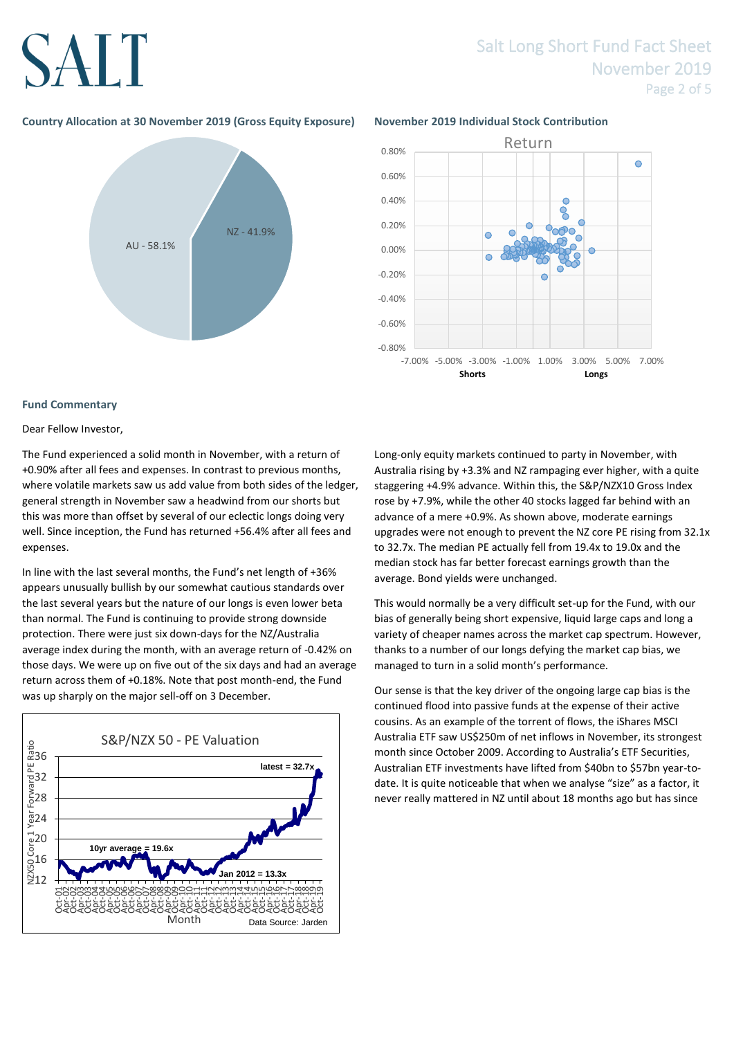### Country Allocation at 30 November 2019 (Gross Equity Exposure)

AU - 58.1%

NZ - 41.9%

### November 2019 Individual Stock Contribution

Return

Shorts Longs

## Fund Commentary

Dear Fellow Investor,

The Fund experienced a solid month in November, with a return of +0.90% after all fees and expenses. In contrast to previous months, where volatile markets saw us add value from both sides of the ledger, general strength in November saw a headwind from our shorts but this was more than offset by several of our eclectic longs doing very well. Since inception, the Fund has returned +56.4% after all fees and expenses.

In line with the last several months, the Fund's net length of +36% appears unusually bullish by our somewhat cautious standards over the last several years but the nature of our longs is even lower beta than normal. The Fund is continuing to provide strong downside protection. There were just six down-days for the NZ/Australia average index during the month, with an average return of -0.42% on those days. We were up on five out of the six days and had an average return across them of +0.18%. Note that post month-end, the Fund was up sharply on the major sell-off on 3 December.

S&P/NZX 50 - PE Valuation

latest = 32.7x

10yr average = 19.6x

Jan 2012 = 13.3x

Data Source: Jarden

Long-only equity markets continued to party in November, with Australia rising by +3.3% and NZ rampaging ever higher, with a quite staggering +4.9% advance. Within this, the S&P/NZX10 Gross Index rose by +7.9%, while the other 40 stocks lagged far behind with an advance of a mere +0.9%. As shown above, moderate earnings upgrades were not enough to prevent the NZ core PE rising from 32.1x to 32.7x. The median PE actually fell from 19.4x to 19.0x and the median stock has far better forecast earnings growth than the average. Bond yields were unchanged.

This would normally be a very difficult set-up for the Fund, with our bias of generally being short expensive, liquid large caps and long a variety of cheaper names across the market cap spectrum. However, thanks to a number of our longs defying the market cap bias, we managed to turn in a solid month's performance.

Our sense is that the key driver of the ongoing large cap bias is the continued flood into passive funds at the expense of their active cousins. As an example of the torrent of flows, the iShares MSCI Australia ETF saw US$250m of net inflows in November, its strongest month since October 2009. According to Australia's ETF Securities, Australian ETF investments have lifted from $40bn to $57bn year-to-date. It is quite noticeable that when we analyse "size" as a factor, it never really mattered in NZ until about 18 months ago but has since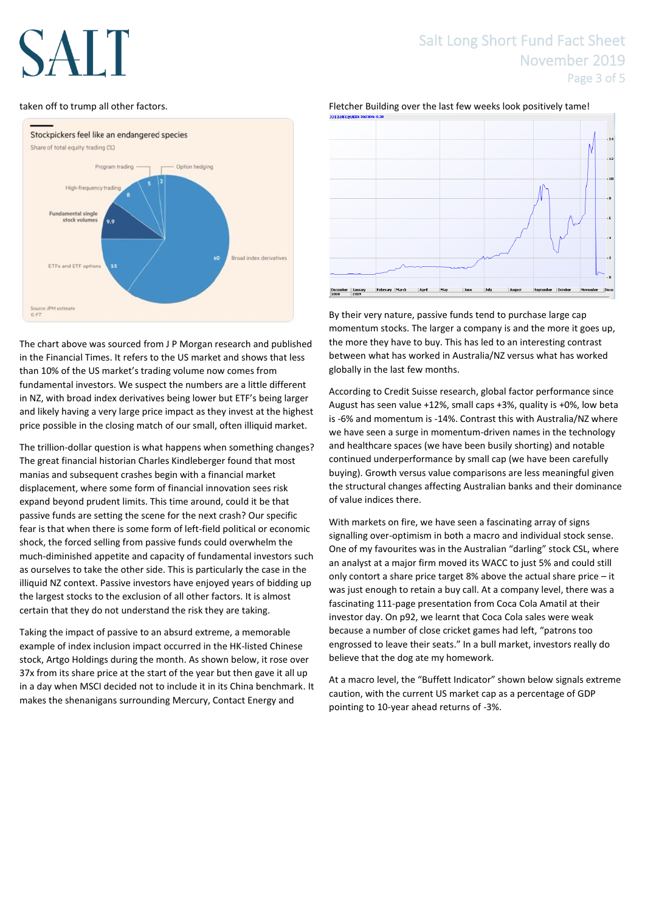taken off to trump all other factors.

**Stockpickers feel like an endangered species**

Share of total equity trading (%)

- Broad index derivatives: 60
- ETFs and ETF options: 15
- Fundamental single stock volumes: 9.9
- High-frequency trading: 8
- Program trading: 5
- Option hedging: 2

Source: JPM estimate
© FT

The chart above was sourced from J P Morgan research and published in the Financial Times. It refers to the US market and shows that less than 10% of the US market's trading volume now comes from fundamental investors. We suspect the numbers are a little different in NZ, with broad index derivatives being lower but ETF's being larger and likely having a very large price impact as they invest at the highest price possible in the closing match of our small, often illiquid market.

The trillion-dollar question is what happens when something changes? The great financial historian Charles Kindleberger found that most manias and subsequent crashes begin with a financial market displacement, where some form of financial innovation sees risk expand beyond prudent limits. This time around, could it be that passive funds are setting the scene for the next crash? Our specific fear is that when there is some form of left-field political or economic shock, the forced selling from passive funds could overwhelm the much-diminished appetite and capacity of fundamental investors such as ourselves to take the other side. This is particularly the case in the illiquid NZ context. Passive investors have enjoyed years of bidding up the largest stocks to the exclusion of all other factors. It is almost certain that they do not understand the risk they are taking.

Taking the impact of passive to an absurd extreme, a memorable example of index inclusion impact occurred in the HK-listed Chinese stock, Artgo Holdings during the month. As shown below, it rose over 37x from its share price at the start of the year but then gave it all up in a day when MSCI decided not to include it in its China benchmark. It makes the shenanigans surrounding Mercury, Contact Energy and Fletcher Building over the last few weeks look positively tame!

By their very nature, passive funds tend to purchase large cap momentum stocks. The larger a company is and the more it goes up, the more they have to buy. This has led to an interesting contrast between what has worked in Australia/NZ versus what has worked globally in the last few months.

According to Credit Suisse research, global factor performance since August has seen value +12%, small caps +3%, quality is +0%, low beta is -6% and momentum is -14%. Contrast this with Australia/NZ where we have seen a surge in momentum-driven names in the technology and healthcare spaces (we have been busily shorting) and notable continued underperformance by small cap (we have been carefully buying). Growth versus value comparisons are less meaningful given the structural changes affecting Australian banks and their dominance of value indices there.

With markets on fire, we have seen a fascinating array of signs signalling over-optimism in both a macro and individual stock sense. One of my favourites was in the Australian "darling" stock CSL, where an analyst at a major firm moved its WACC to just 5% and could still only contort a share price target 8% above the actual share price – it was just enough to retain a buy call. At a company level, there was a fascinating 111-page presentation from Coca Cola Amatil at their investor day. On p92, we learnt that Coca Cola sales were weak because a number of close cricket games had left, "patrons too engrossed to leave their seats." In a bull market, investors really do believe that the dog ate my homework.

At a macro level, the "Buffett Indicator" shown below signals extreme caution, with the current US market cap as a percentage of GDP pointing to 10-year ahead returns of -3%.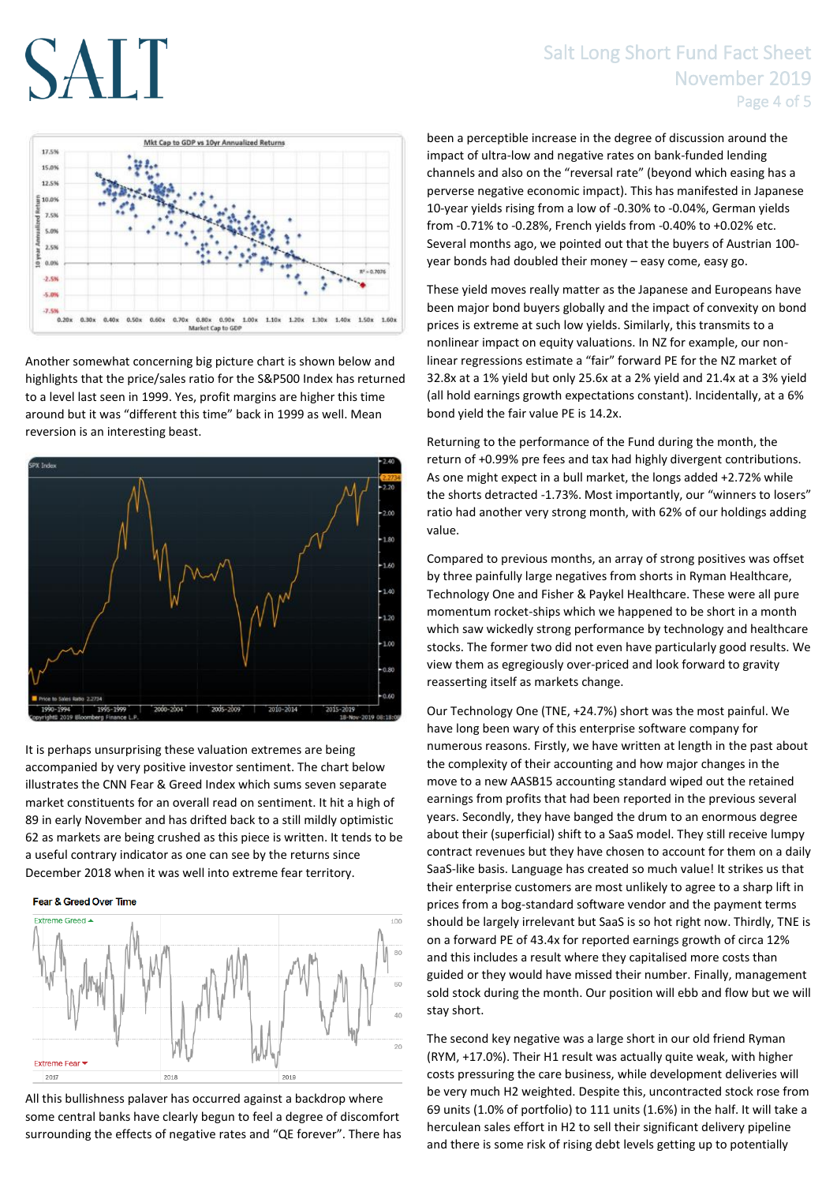Another somewhat concerning big picture chart is shown below and highlights that the price/sales ratio for the S&P500 Index has returned to a level last seen in 1999. Yes, profit margins are higher this time around but it was "different this time" back in 1999 as well. Mean reversion is an interesting beast.

It is perhaps unsurprising these valuation extremes are being accompanied by very positive investor sentiment. The chart below illustrates the CNN Fear & Greed Index which sums seven separate market constituents for an overall read on sentiment. It hit a high of 89 in early November and has drifted back to a still mildly optimistic 62 as markets are being crushed as this piece is written. It tends to be a useful contrary indicator as one can see by the returns since December 2018 when it was well into extreme fear territory.

All this bullishness palaver has occurred against a backdrop where some central banks have clearly begun to feel a degree of discomfort surrounding the effects of negative rates and "QE forever". There has been a perceptible increase in the degree of discussion around the impact of ultra-low and negative rates on bank-funded lending channels and also on the "reversal rate" (beyond which easing has a perverse negative economic impact). This has manifested in Japanese 10-year yields rising from a low of -0.30% to -0.04%, German yields from -0.71% to -0.28%, French yields from -0.40% to +0.02% etc. Several months ago, we pointed out that the buyers of Austrian 100-year bonds had doubled their money – easy come, easy go.

These yield moves really matter as the Japanese and Europeans have been major bond buyers globally and the impact of convexity on bond prices is extreme at such low yields. Similarly, this transmits to a nonlinear impact on equity valuations. In NZ for example, our non-linear regressions estimate a "fair" forward PE for the NZ market of 32.8x at a 1% yield but only 25.6x at a 2% yield and 21.4x at a 3% yield (all hold earnings growth expectations constant). Incidentally, at a 6% bond yield the fair value PE is 14.2x.

Returning to the performance of the Fund during the month, the return of +0.99% pre fees and tax had highly divergent contributions. As one might expect in a bull market, the longs added +2.72% while the shorts detracted -1.73%. Most importantly, our "winners to losers" ratio had another very strong month, with 62% of our holdings adding value.

Compared to previous months, an array of strong positives was offset by three painfully large negatives from shorts in Ryman Healthcare, Technology One and Fisher & Paykel Healthcare. These were all pure momentum rocket-ships which we happened to be short in a month which saw wickedly strong performance by technology and healthcare stocks. The former two did not even have particularly good results. We view them as egregiously over-priced and look forward to gravity reasserting itself as markets change.

Our Technology One (TNE, +24.7%) short was the most painful. We have long been wary of this enterprise software company for numerous reasons. Firstly, we have written at length in the past about the complexity of their accounting and how major changes in the move to a new AASB15 accounting standard wiped out the retained earnings from profits that had been reported in the previous several years. Secondly, they have banged the drum to an enormous degree about their (superficial) shift to a SaaS model. They still receive lumpy contract revenues but they have chosen to account for them on a daily SaaS-like basis. Language has created so much value! It strikes us that their enterprise customers are most unlikely to agree to a sharp lift in prices from a bog-standard software vendor and the payment terms should be largely irrelevant but SaaS is so hot right now. Thirdly, TNE is on a forward PE of 43.4x for reported earnings growth of circa 12% and this includes a result where they capitalised more costs than guided or they would have missed their number. Finally, management sold stock during the month. Our position will ebb and flow but we will stay short.

The second key negative was a large short in our old friend Ryman (RYM, +17.0%). Their H1 result was actually quite weak, with higher costs pressuring the care business, while development deliveries will be very much H2 weighted. Despite this, uncontracted stock rose from 69 units (1.0% of portfolio) to 111 units (1.6%) in the half. It will take a herculean sales effort in H2 to sell their significant delivery pipeline and there is some risk of rising debt levels getting up to potentially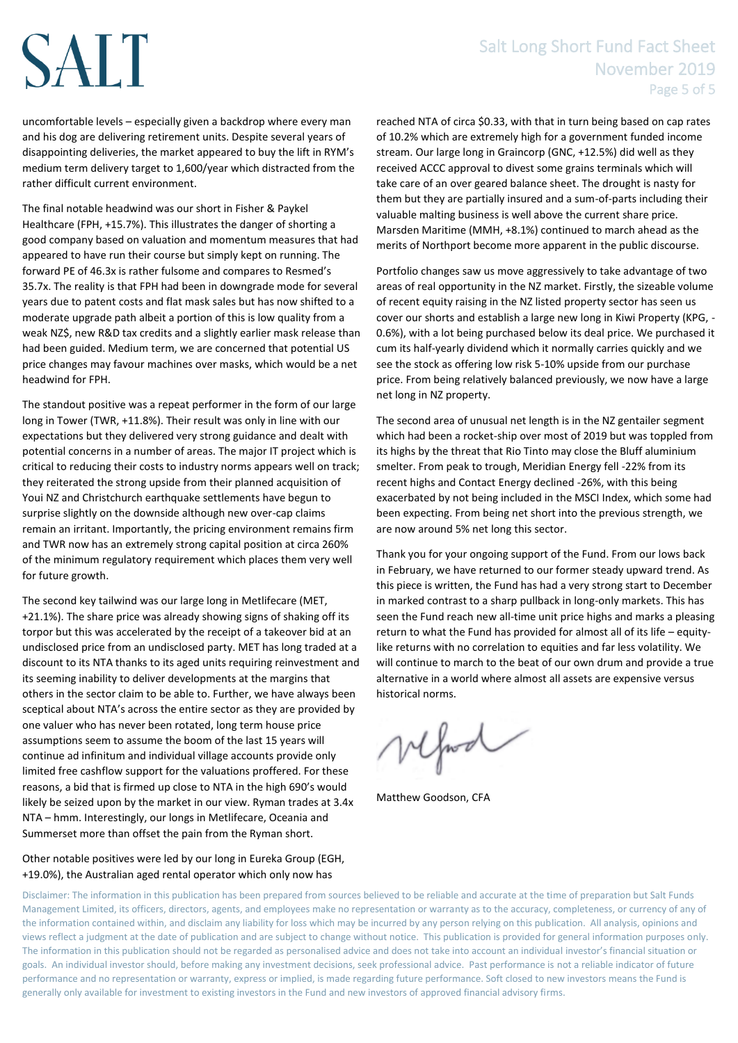uncomfortable levels – especially given a backdrop where every man and his dog are delivering retirement units. Despite several years of disappointing deliveries, the market appeared to buy the lift in RYM's medium term delivery target to 1,600/year which distracted from the rather difficult current environment.

The final notable headwind was our short in Fisher & Paykel Healthcare (FPH, +15.7%). This illustrates the danger of shorting a good company based on valuation and momentum measures that had appeared to have run their course but simply kept on running. The forward PE of 46.3x is rather fulsome and compares to Resmed's 35.7x. The reality is that FPH had been in downgrade mode for several years due to patent costs and flat mask sales but has now shifted to a moderate upgrade path albeit a portion of this is low quality from a weak NZ$, new R&D tax credits and a slightly earlier mask release than had been guided. Medium term, we are concerned that potential US price changes may favour machines over masks, which would be a net headwind for FPH.

The standout positive was a repeat performer in the form of our large long in Tower (TWR, +11.8%). Their result was only in line with our expectations but they delivered very strong guidance and dealt with potential concerns in a number of areas. The major IT project which is critical to reducing their costs to industry norms appears well on track; they reiterated the strong upside from their planned acquisition of Youi NZ and Christchurch earthquake settlements have begun to surprise slightly on the downside although new over-cap claims remain an irritant. Importantly, the pricing environment remains firm and TWR now has an extremely strong capital position at circa 260% of the minimum regulatory requirement which places them very well for future growth.

The second key tailwind was our large long in Metlifecare (MET, +21.1%). The share price was already showing signs of shaking off its torpor but this was accelerated by the receipt of a takeover bid at an undisclosed price from an undisclosed party. MET has long traded at a discount to its NTA thanks to its aged units requiring reinvestment and its seeming inability to deliver developments at the margins that others in the sector claim to be able to. Further, we have always been sceptical about NTA's across the entire sector as they are provided by one valuer who has never been rotated, long term house price assumptions seem to assume the boom of the last 15 years will continue ad infinitum and individual village accounts provide only limited free cashflow support for the valuations proffered. For these reasons, a bid that is firmed up close to NTA in the high 690's would likely be seized upon by the market in our view. Ryman trades at 3.4x NTA – hmm. Interestingly, our longs in Metlifecare, Oceania and Summerset more than offset the pain from the Ryman short.

Other notable positives were led by our long in Eureka Group (EGH, +19.0%), the Australian aged rental operator which only now has reached NTA of circa $0.33, with that in turn being based on cap rates of 10.2% which are extremely high for a government funded income stream. Our large long in Graincorp (GNC, +12.5%) did well as they received ACCC approval to divest some grains terminals which will take care of an over geared balance sheet. The drought is nasty for them but they are partially insured and a sum-of-parts including their valuable malting business is well above the current share price. Marsden Maritime (MMH, +8.1%) continued to march ahead as the merits of Northport become more apparent in the public discourse.

Portfolio changes saw us move aggressively to take advantage of two areas of real opportunity in the NZ market. Firstly, the sizeable volume of recent equity raising in the NZ listed property sector has seen us cover our shorts and establish a large new long in Kiwi Property (KPG, -0.6%), with a lot being purchased below its deal price. We purchased it cum its half-yearly dividend which it normally carries quickly and we see the stock as offering low risk 5-10% upside from our purchase price. From being relatively balanced previously, we now have a large net long in NZ property.

The second area of unusual net length is in the NZ gentailer segment which had been a rocket-ship over most of 2019 but was toppled from its highs by the threat that Rio Tinto may close the Bluff aluminium smelter. From peak to trough, Meridian Energy fell -22% from its recent highs and Contact Energy declined -26%, with this being exacerbated by not being included in the MSCI Index, which some had been expecting. From being net short into the previous strength, we are now around 5% net long this sector.

Thank you for your ongoing support of the Fund. From our lows back in February, we have returned to our former steady upward trend. As this piece is written, the Fund has had a very strong start to December in marked contrast to a sharp pullback in long-only markets. This has seen the Fund reach new all-time unit price highs and marks a pleasing return to what the Fund has provided for almost all of its life – equity-like returns with no correlation to equities and far less volatility. We will continue to march to the beat of our own drum and provide a true alternative in a world where almost all assets are expensive versus historical norms.

Matthew Goodson, CFA

Disclaimer: The information in this publication has been prepared from sources believed to be reliable and accurate at the time of preparation but Salt Funds Management Limited, its officers, directors, agents, and employees make no representation or warranty as to the accuracy, completeness, or currency of any of the information contained within, and disclaim any liability for loss which may be incurred by any person relying on this publication. All analysis, opinions and views reflect a judgment at the date of publication and are subject to change without notice. This publication is provided for general information purposes only. The information in this publication should not be regarded as personalised advice and does not take into account an individual investor's financial situation or goals. An individual investor should, before making any investment decisions, seek professional advice. Past performance is not a reliable indicator of future performance and no representation or warranty, express or implied, is made regarding future performance. Soft closed to new investors means the Fund is generally only available for investment to existing investors in the Fund and new investors of approved financial advisory firms.